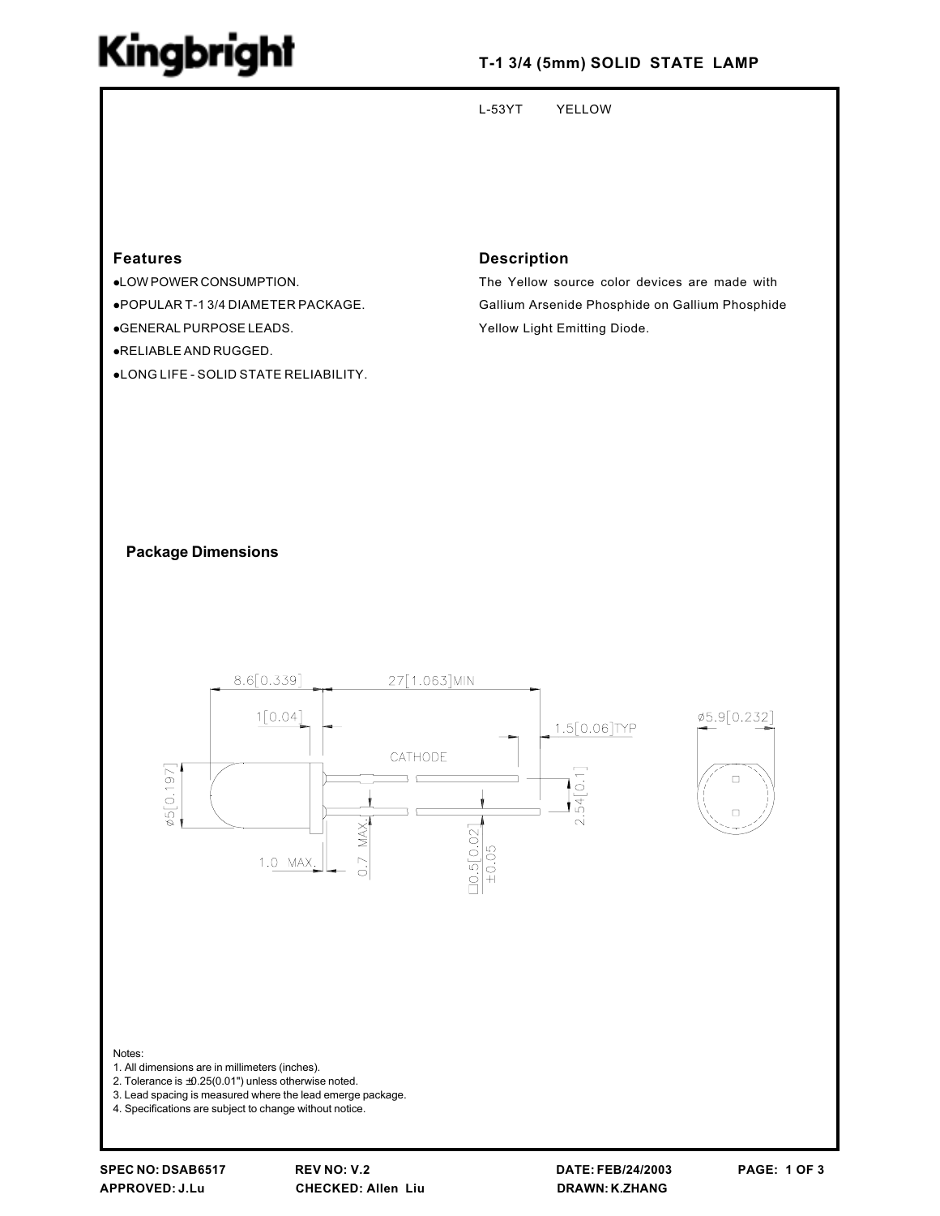# Kingbright

**T-1 3/4 (5mm) SOLID STATE LAMP**

L-53YT YELLOW

## Features

- LOW POWER CONSUMPTION.
- POPULAR T-1 3/4 DIAMETER PACKAGE.
- GENERAL PURPOSE LEADS.
- RELIABLE AND RUGGED.
- LONG LIFE - SOLID STATE RELIABILITY.

## Description

The Yellow source color devices are made with Gallium Arsenide Phosphide on Gallium Phosphide Yellow Light Emitting Diode.

## Package Dimensions

8.6[0.339] 27[1.063]MIN
1[0.04] 1.5[0.06]TYP ø5.9[0.232]
CATHODE
ø5[0.197] 2.54[0.1]
1.0 MAX. 0.7 MAX □0.5[0.02] ±0.05

Notes:
1. All dimensions are in millimeters (inches).
2. Tolerance is ±0.25(0.01") unless otherwise noted.
3. Lead spacing is measured where the lead emerge package.
4. Specifications are subject to change without notice.

SPEC NO: DSAB6517 REV NO: V.2 DATE: FEB/24/2003
APPROVED: J.Lu CHECKED: Allen Liu DRAWN: K.ZHANG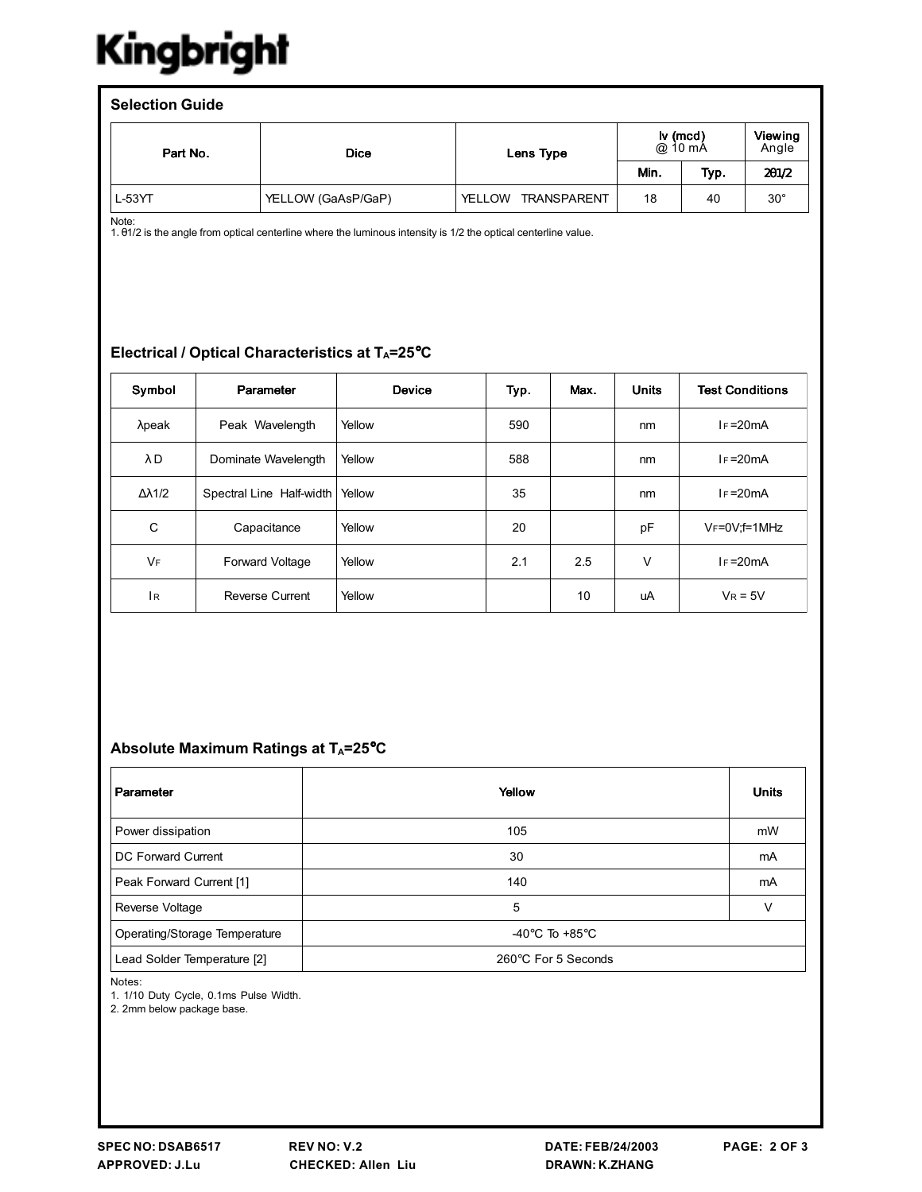Kingbright

## Selection Guide

| Part No. | Dice | Lens Type | Iv (mcd) @ 10 mA | | Viewing Angle |
|---|---|---|---|---|---|
| | | | Min. | Typ. | $2\theta 1/2$ |
| L-53YT | YELLOW (GaAsP/GaP) | YELLOW TRANSPARENT | 18 | 40 | 30° |

Note:
1. θ1/2 is the angle from optical centerline where the luminous intensity is 1/2 the optical centerline value.

## Electrical / Optical Characteristics at $T_A$=25°C

| Symbol | Parameter | Device | Typ. | Max. | Units | Test Conditions |
|---|---|---|---|---|---|---|
| λpeak | Peak Wavelength | Yellow | 590 | | nm | $I_F$=20mA |
| λD | Dominate Wavelength | Yellow | 588 | | nm | $I_F$=20mA |
| Δλ1/2 | Spectral Line Half-width | Yellow | 35 | | nm | $I_F$=20mA |
| C | Capacitance | Yellow | 20 | | pF | $V_F$=0V;f=1MHz |
| $V_F$ | Forward Voltage | Yellow | 2.1 | 2.5 | V | $I_F$=20mA |
| $I_R$ | Reverse Current | Yellow | | 10 | uA | $V_R$ = 5V |

## Absolute Maximum Ratings at $T_A$=25°C

| Parameter | Yellow | Units |
|---|---|---|
| Power dissipation | 105 | mW |
| DC Forward Current | 30 | mA |
| Peak Forward Current [1] | 140 | mA |
| Reverse Voltage | 5 | V |
| Operating/Storage Temperature | -40°C To +85°C | |
| Lead Solder Temperature [2] | 260°C For 5 Seconds | |

Notes:
1. 1/10 Duty Cycle, 0.1ms Pulse Width.
2. 2mm below package base.

SPEC NO: DSAB6517 REV NO: V.2 DATE: FEB/24/2003
APPROVED: J.Lu CHECKED: Allen Liu DRAWN: K.ZHANG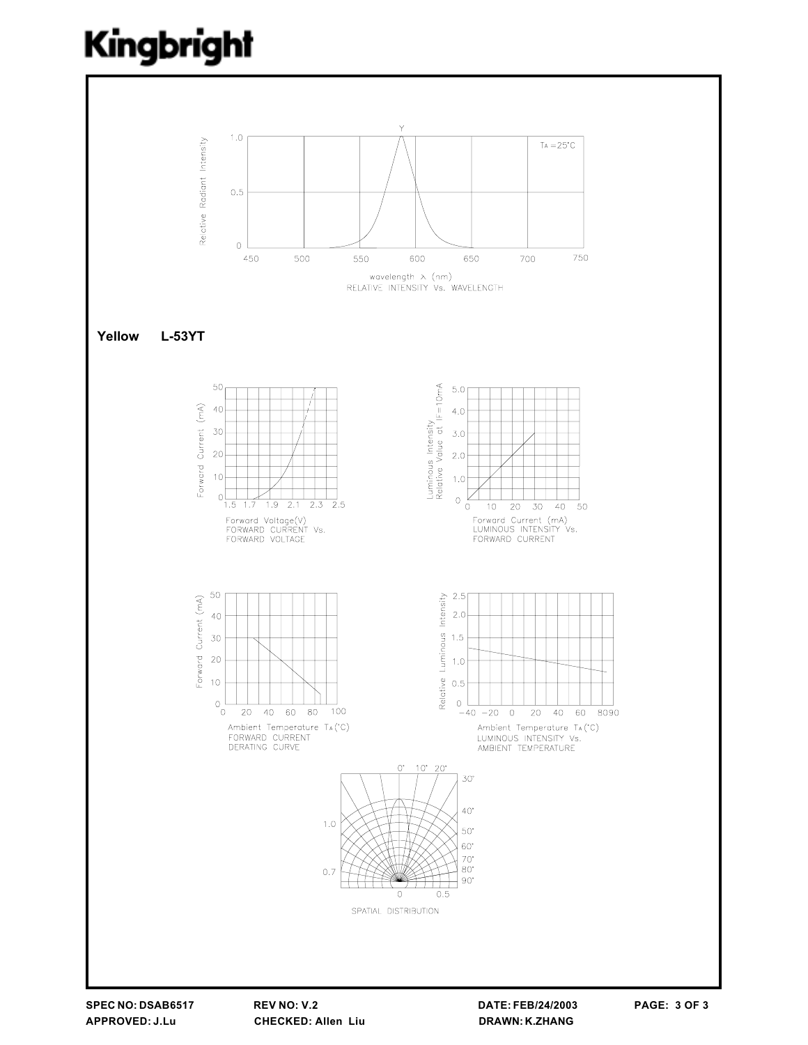Y

1.0

0.5

0

Relative Radiant Intensity

$T_A = 25°C$

450 500 550 600 650 700 750

wavelength λ (nm)

RELATIVE INTENSITY Vs. WAVELENGTH

**Yellow L-53YT**

Forward Current (mA)

50 40 30 20 10 0

1.5 1.7 1.9 2.1 2.3 2.5

Forward Voltage(V)

FORWARD CURRENT Vs. FORWARD VOLTAGE

Luminous Intensity Relative Value at IF=10mA

5.0 4.0 3.0 2.0 1.0 0

0 10 20 30 40 50

Forward Current (mA)

LUMINOUS INTENSITY Vs. FORWARD CURRENT

Forward Current (mA)

50 40 30 20 10 0

0 20 40 60 80 100

Ambient Temperature $T_A$(°C)

FORWARD CURRENT DERATING CURVE

Relative Luminous Intensity

2.5 2.0 1.5 1.0 0.5 0

−40 −20 0 20 40 60 8090

Ambient Temperature $T_A$(°C)

LUMINOUS INTENSITY Vs. AMBIENT TEMPERATURE

0° 10° 20° 30° 40° 50° 60° 70° 80° 90°

1.0

0.7

0 0.5

SPATIAL DISTRIBUTION